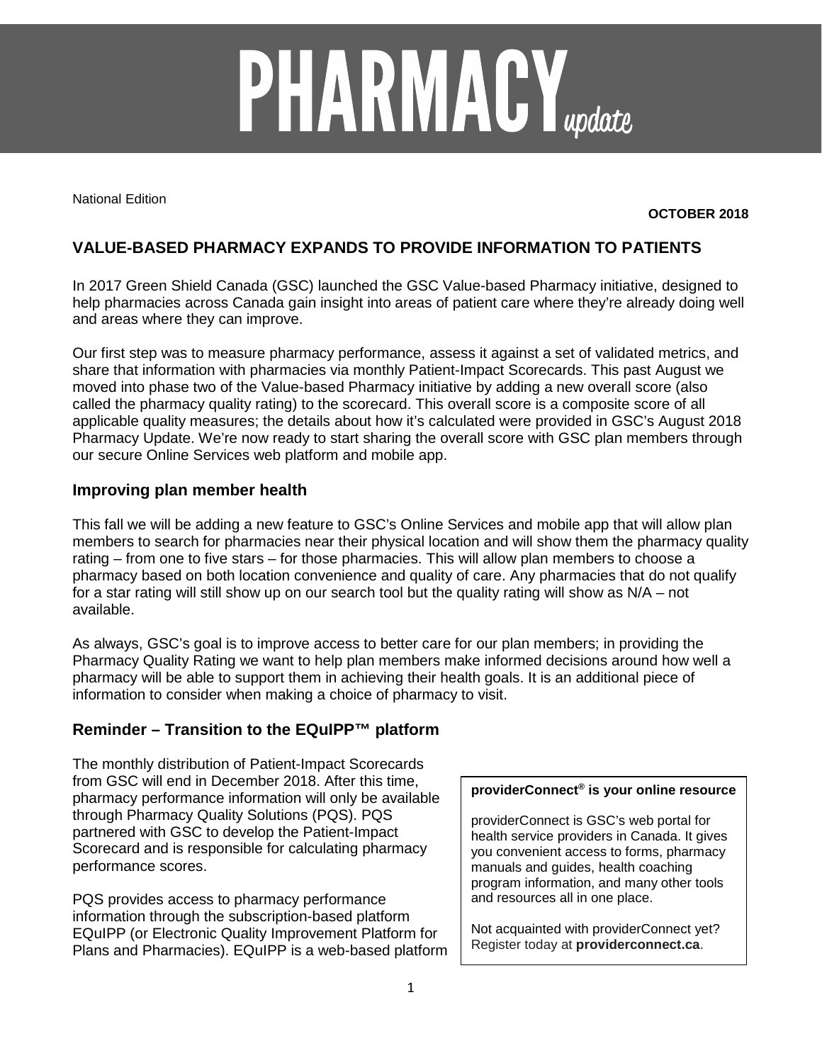# PHARMACY *update*

National Edition

**OCTOBER 2018**

## VALUE-BASED PHARMACY EXPANDS TO PROVIDE INFORMATION TO PATIENTS

In 2017 Green Shield Canada (GSC) launched the GSC Value-based Pharmacy initiative, designed to help pharmacies across Canada gain insight into areas of patient care where they're already doing well and areas where they can improve.

Our first step was to measure pharmacy performance, assess it against a set of validated metrics, and share that information with pharmacies via monthly Patient-Impact Scorecards. This past August we moved into phase two of the Value-based Pharmacy initiative by adding a new overall score (also called the pharmacy quality rating) to the scorecard. This overall score is a composite score of all applicable quality measures; the details about how it's calculated were provided in GSC's August 2018 Pharmacy Update. We're now ready to start sharing the overall score with GSC plan members through our secure Online Services web platform and mobile app.

### Improving plan member health

This fall we will be adding a new feature to GSC's Online Services and mobile app that will allow plan members to search for pharmacies near their physical location and will show them the pharmacy quality rating – from one to five stars – for those pharmacies. This will allow plan members to choose a pharmacy based on both location convenience and quality of care. Any pharmacies that do not qualify for a star rating will still show up on our search tool but the quality rating will show as N/A – not available.

As always, GSC's goal is to improve access to better care for our plan members; in providing the Pharmacy Quality Rating we want to help plan members make informed decisions around how well a pharmacy will be able to support them in achieving their health goals. It is an additional piece of information to consider when making a choice of pharmacy to visit.

### Reminder – Transition to the EQuIPP™ platform

The monthly distribution of Patient-Impact Scorecards from GSC will end in December 2018. After this time, pharmacy performance information will only be available through Pharmacy Quality Solutions (PQS). PQS partnered with GSC to develop the Patient-Impact Scorecard and is responsible for calculating pharmacy performance scores.

PQS provides access to pharmacy performance information through the subscription-based platform EQuIPP (or Electronic Quality Improvement Platform for Plans and Pharmacies). EQuIPP is a web-based platform

**providerConnect® is your online resource**

providerConnect is GSC's web portal for health service providers in Canada. It gives you convenient access to forms, pharmacy manuals and guides, health coaching program information, and many other tools and resources all in one place.

Not acquainted with providerConnect yet? Register today at **providerconnect.ca**.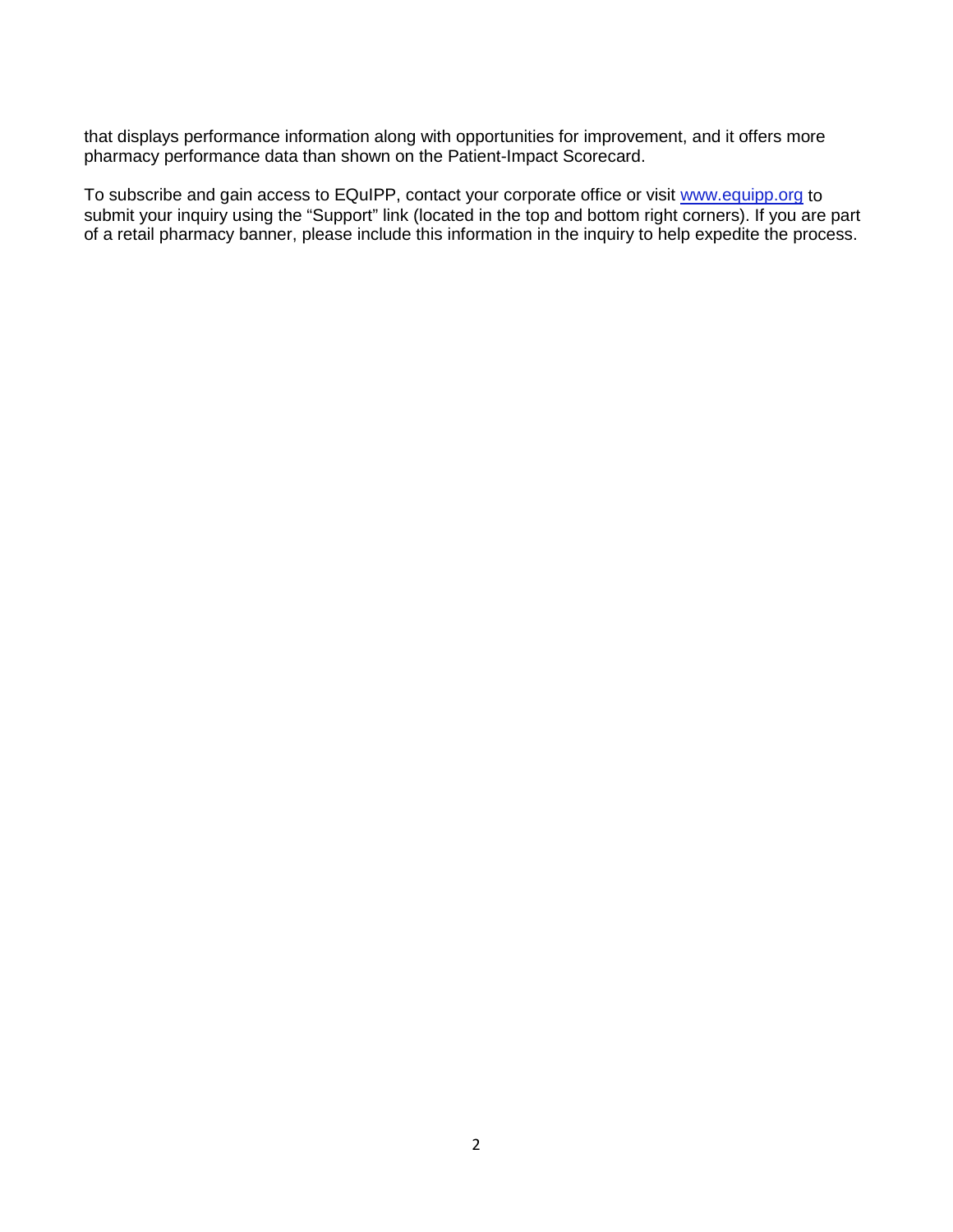that displays performance information along with opportunities for improvement, and it offers more pharmacy performance data than shown on the Patient-Impact Scorecard.

To subscribe and gain access to EQuIPP, contact your corporate office or visit [www.equipp.org](http://www.equipp.org) to submit your inquiry using the "Support" link (located in the top and bottom right corners). If you are part of a retail pharmacy banner, please include this information in the inquiry to help expedite the process.